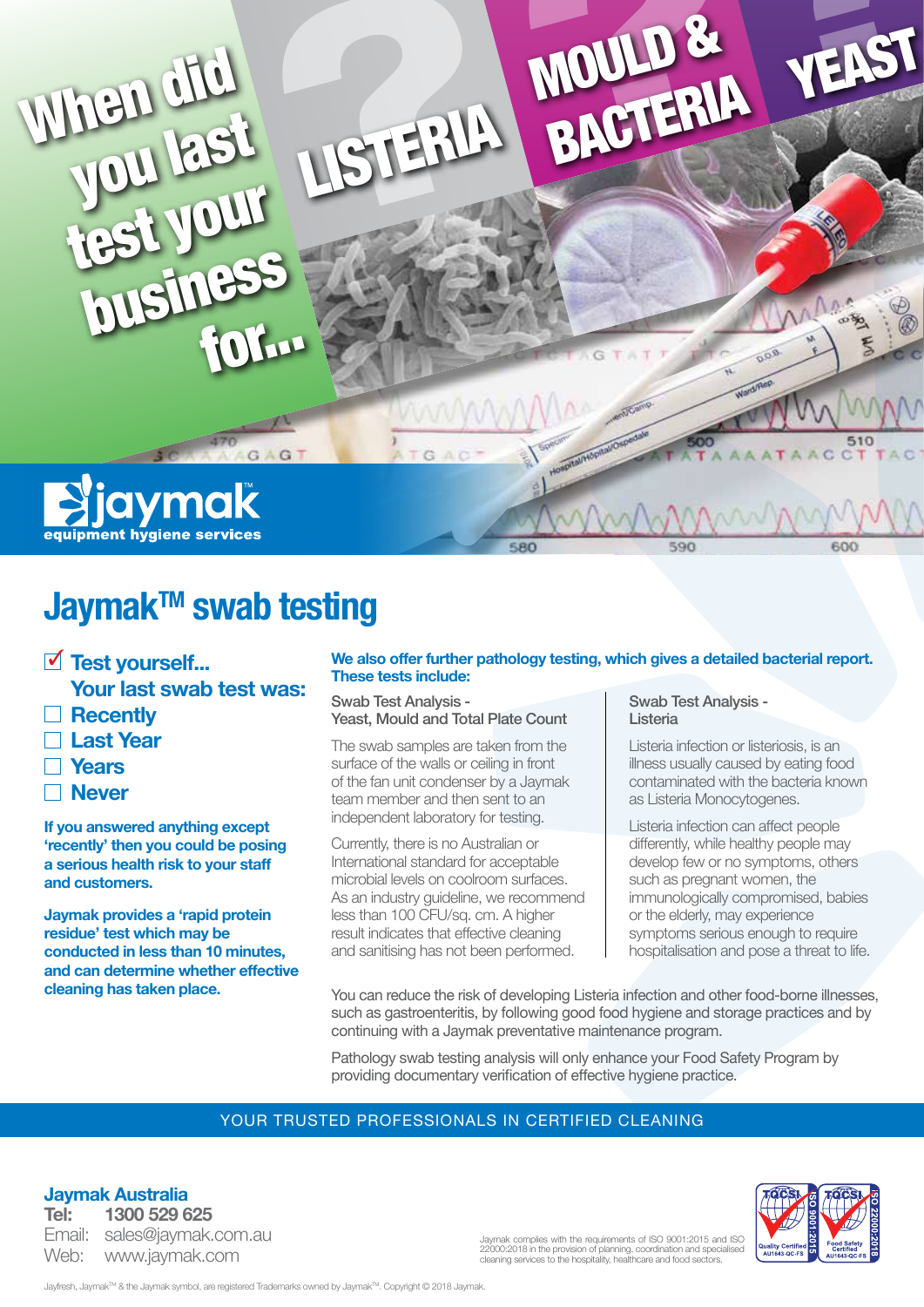When did you last test your business for...

LISTERIA

MOULD & BACTERIA

YEAST

jaymak™
equipment hygiene services

# Jaymak™ swab testing

☑ **Test yourself...**
**Your last swab test was:**

- ☐ **Recently**
- ☐ **Last Year**
- ☐ **Years**
- ☐ **Never**

**If you answered anything except 'recently' then you could be posing a serious health risk to your staff and customers.**

**Jaymak provides a 'rapid protein residue' test which may be conducted in less than 10 minutes, and can determine whether effective cleaning has taken place.**

**We also offer further pathology testing, which gives a detailed bacterial report. These tests include:**

### Swab Test Analysis - Yeast, Mould and Total Plate Count

The swab samples are taken from the surface of the walls or ceiling in front of the fan unit condenser by a Jaymak team member and then sent to an independent laboratory for testing.

Currently, there is no Australian or International standard for acceptable microbial levels on coolroom surfaces. As an industry guideline, we recommend less than 100 CFU/sq. cm. A higher result indicates that effective cleaning and sanitising has not been performed.

### Swab Test Analysis - Listeria

Listeria infection or listeriosis, is an illness usually caused by eating food contaminated with the bacteria known as Listeria Monocytogenes.

Listeria infection can affect people differently, while healthy people may develop few or no symptoms, others such as pregnant women, the immunologically compromised, babies or the elderly, may experience symptoms serious enough to require hospitalisation and pose a threat to life.

You can reduce the risk of developing Listeria infection and other food-borne illnesses, such as gastroenteritis, by following good food hygiene and storage practices and by continuing with a Jaymak preventative maintenance program.

Pathology swab testing analysis will only enhance your Food Safety Program by providing documentary verification of effective hygiene practice.

YOUR TRUSTED PROFESSIONALS IN CERTIFIED CLEANING

**Jaymak Australia**
**Tel:** 1300 529 625
Email: sales@jaymak.com.au
Web: www.jaymak.com

Jaymak complies with the requirements of ISO 9001:2015 and ISO 22000:2018 in the provision of planning, coordination and specialised cleaning services to the hospitality, healthcare and food sectors.

TQCSI ISO 9001:2015 Quality Certified AU1643-QC-FS | TQCSI ISO 22000:2018 Food Safety Certified AU1643-QC-FS

Jayfresh, Jaymak™ & the Jaymak symbol, are registered Trademarks owned by Jaymak™. Copyright © 2018 Jaymak.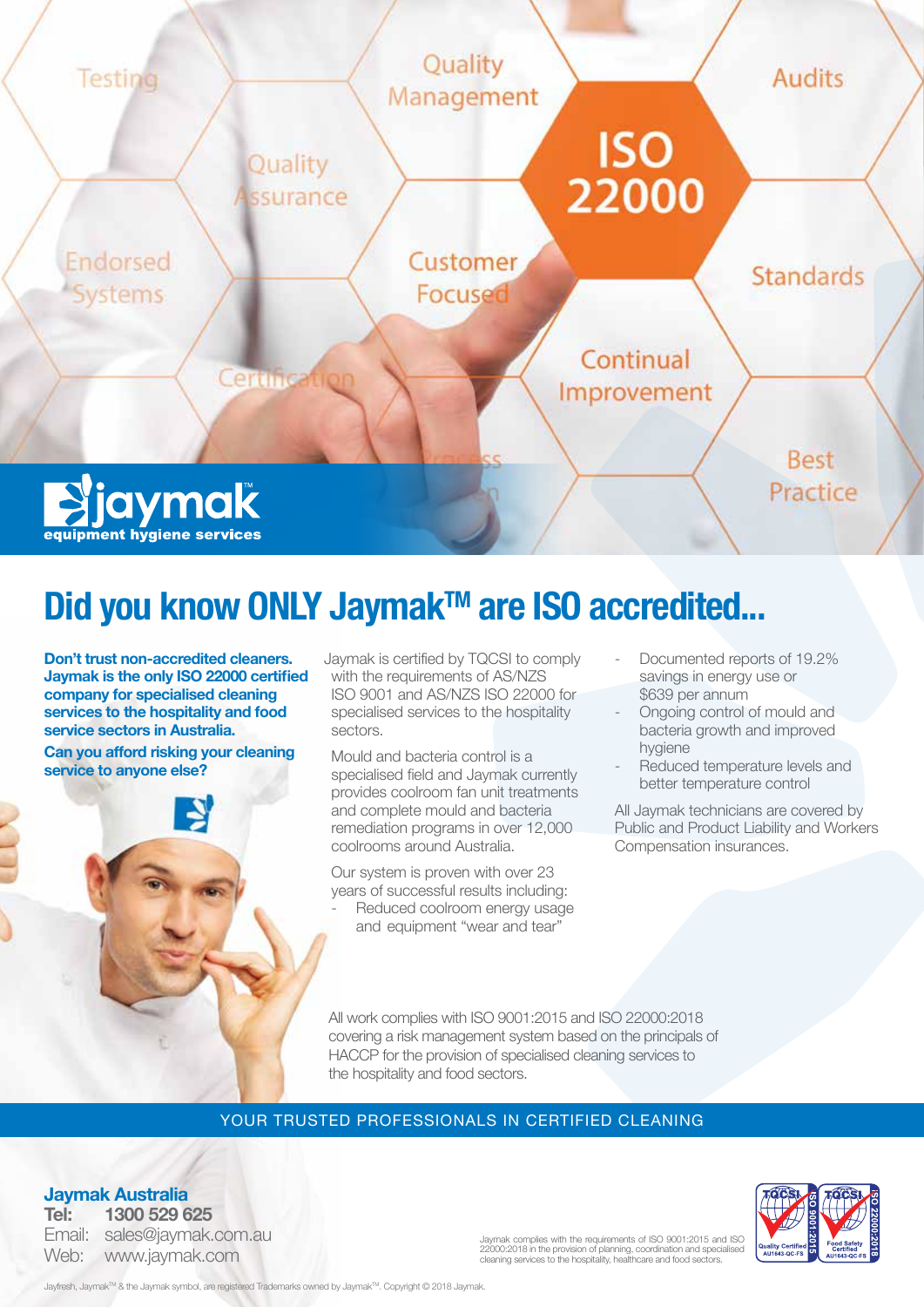Testing

Quality Management

Audits

ISO 22000

Quality Assurance

Endorsed Systems

Customer Focused

Standards

Continual Improvement

Certification

Best Practice

jaymak™
equipment hygiene services

# Did you know ONLY Jaymak™ are ISO accredited...

**Don't trust non-accredited cleaners. Jaymak is the only ISO 22000 certified company for specialised cleaning services to the hospitality and food service sectors in Australia.**

**Can you afford risking your cleaning service to anyone else?**

Jaymak is certified by TQCSI to comply with the requirements of AS/NZS ISO 9001 and AS/NZS ISO 22000 for specialised services to the hospitality sectors.

Mould and bacteria control is a specialised field and Jaymak currently provides coolroom fan unit treatments and complete mould and bacteria remediation programs in over 12,000 coolrooms around Australia.

Our system is proven with over 23 years of successful results including:

- Reduced coolroom energy usage and equipment "wear and tear"
- Documented reports of 19.2% savings in energy use or $639 per annum
- Ongoing control of mould and bacteria growth and improved hygiene
- Reduced temperature levels and better temperature control

All Jaymak technicians are covered by Public and Product Liability and Workers Compensation insurances.

All work complies with ISO 9001:2015 and ISO 22000:2018 covering a risk management system based on the principals of HACCP for the provision of specialised cleaning services to the hospitality and food sectors.

YOUR TRUSTED PROFESSIONALS IN CERTIFIED CLEANING

**Jaymak Australia**

**Tel: 1300 529 625**

Email: sales@jaymak.com.au

Web: www.jaymak.com

Jaymak complies with the requirements of ISO 9001:2015 and ISO 22000:2018 in the provision of planning, coordination and specialised cleaning services to the hospitality, healthcare and food sectors.

TQCSI ISO 9001:2015 Quality Certified AU1643-QC-FS

TQCSI ISO 22000:2018 Food Safety Certified AU1643-QC-FS

Jayfresh, Jaymak™ & the Jaymak symbol, are registered Trademarks owned by Jaymak™. Copyright © 2018 Jaymak.